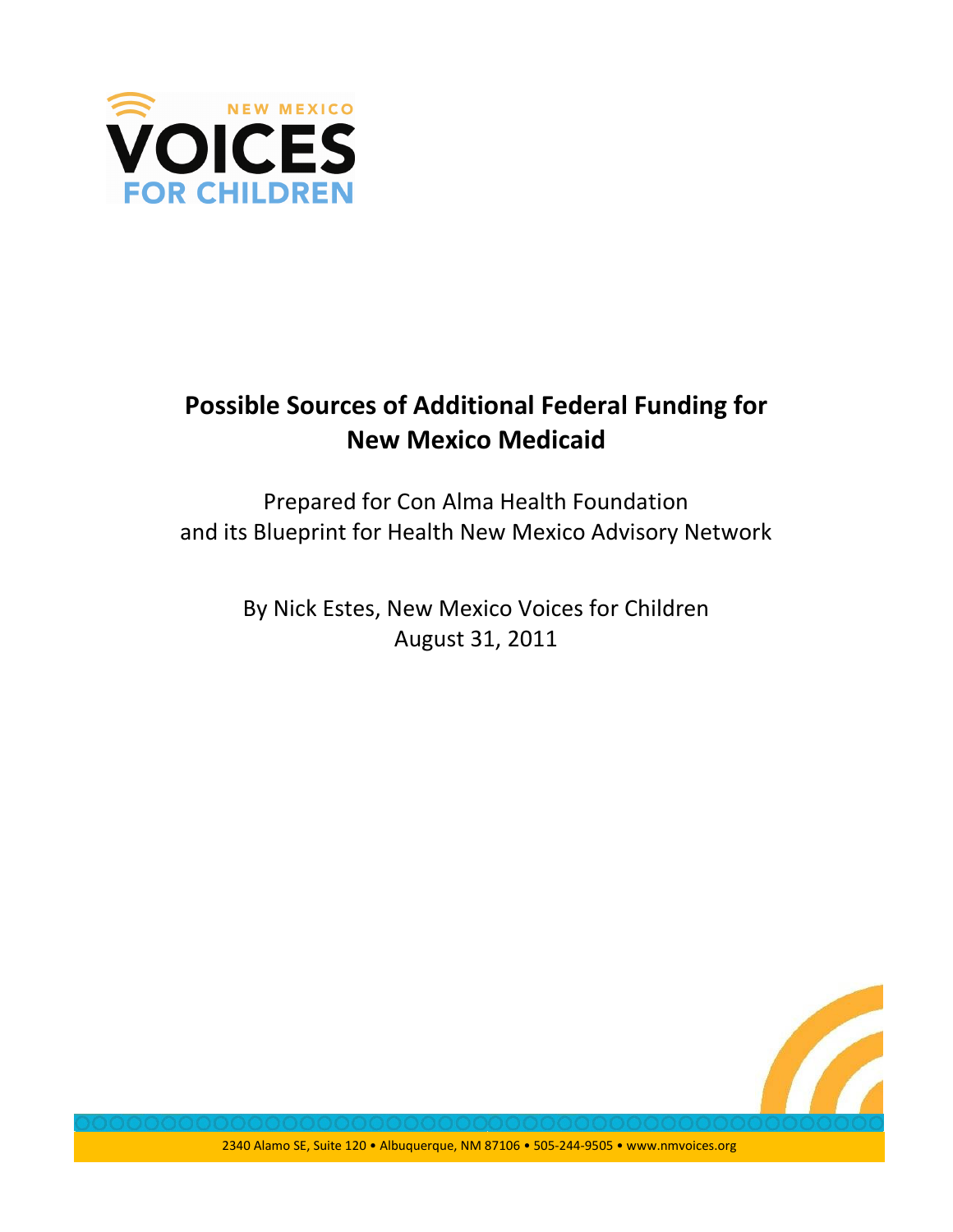NEW MEXICO

VOICES

FOR CHILDREN

# Possible Sources of Additional Federal Funding for New Mexico Medicaid

Prepared for Con Alma Health Foundation
and its Blueprint for Health New Mexico Advisory Network

By Nick Estes, New Mexico Voices for Children
August 31, 2011

2340 Alamo SE, Suite 120 • Albuquerque, NM 87106 • 505-244-9505 • www.nmvoices.org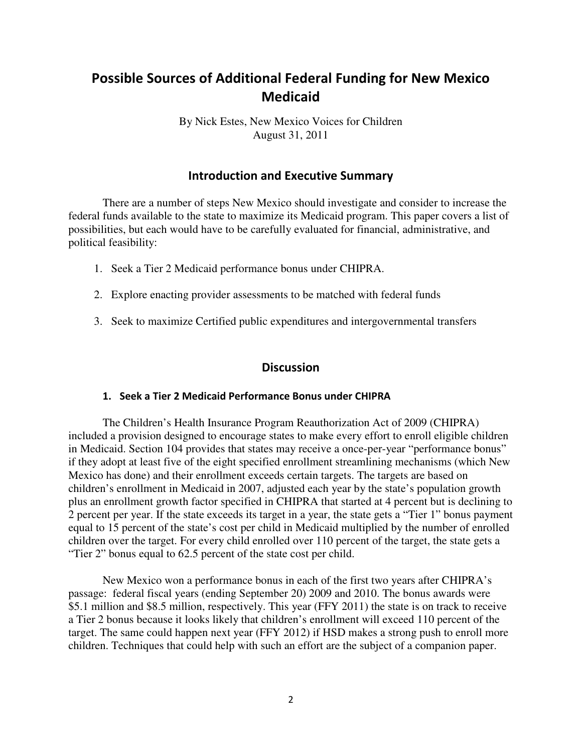# Possible Sources of Additional Federal Funding for New Mexico Medicaid

By Nick Estes, New Mexico Voices for Children
August 31, 2011

## Introduction and Executive Summary

There are a number of steps New Mexico should investigate and consider to increase the federal funds available to the state to maximize its Medicaid program. This paper covers a list of possibilities, but each would have to be carefully evaluated for financial, administrative, and political feasibility:

1. Seek a Tier 2 Medicaid performance bonus under CHIPRA.
2. Explore enacting provider assessments to be matched with federal funds
3. Seek to maximize Certified public expenditures and intergovernmental transfers

## Discussion

### 1. Seek a Tier 2 Medicaid Performance Bonus under CHIPRA

The Children's Health Insurance Program Reauthorization Act of 2009 (CHIPRA) included a provision designed to encourage states to make every effort to enroll eligible children in Medicaid. Section 104 provides that states may receive a once-per-year "performance bonus" if they adopt at least five of the eight specified enrollment streamlining mechanisms (which New Mexico has done) and their enrollment exceeds certain targets. The targets are based on children's enrollment in Medicaid in 2007, adjusted each year by the state's population growth plus an enrollment growth factor specified in CHIPRA that started at 4 percent but is declining to 2 percent per year. If the state exceeds its target in a year, the state gets a "Tier 1" bonus payment equal to 15 percent of the state's cost per child in Medicaid multiplied by the number of enrolled children over the target. For every child enrolled over 110 percent of the target, the state gets a "Tier 2" bonus equal to 62.5 percent of the state cost per child.

New Mexico won a performance bonus in each of the first two years after CHIPRA's passage: federal fiscal years (ending September 20) 2009 and 2010. The bonus awards were $5.1 million and $8.5 million, respectively. This year (FFY 2011) the state is on track to receive a Tier 2 bonus because it looks likely that children's enrollment will exceed 110 percent of the target. The same could happen next year (FFY 2012) if HSD makes a strong push to enroll more children. Techniques that could help with such an effort are the subject of a companion paper.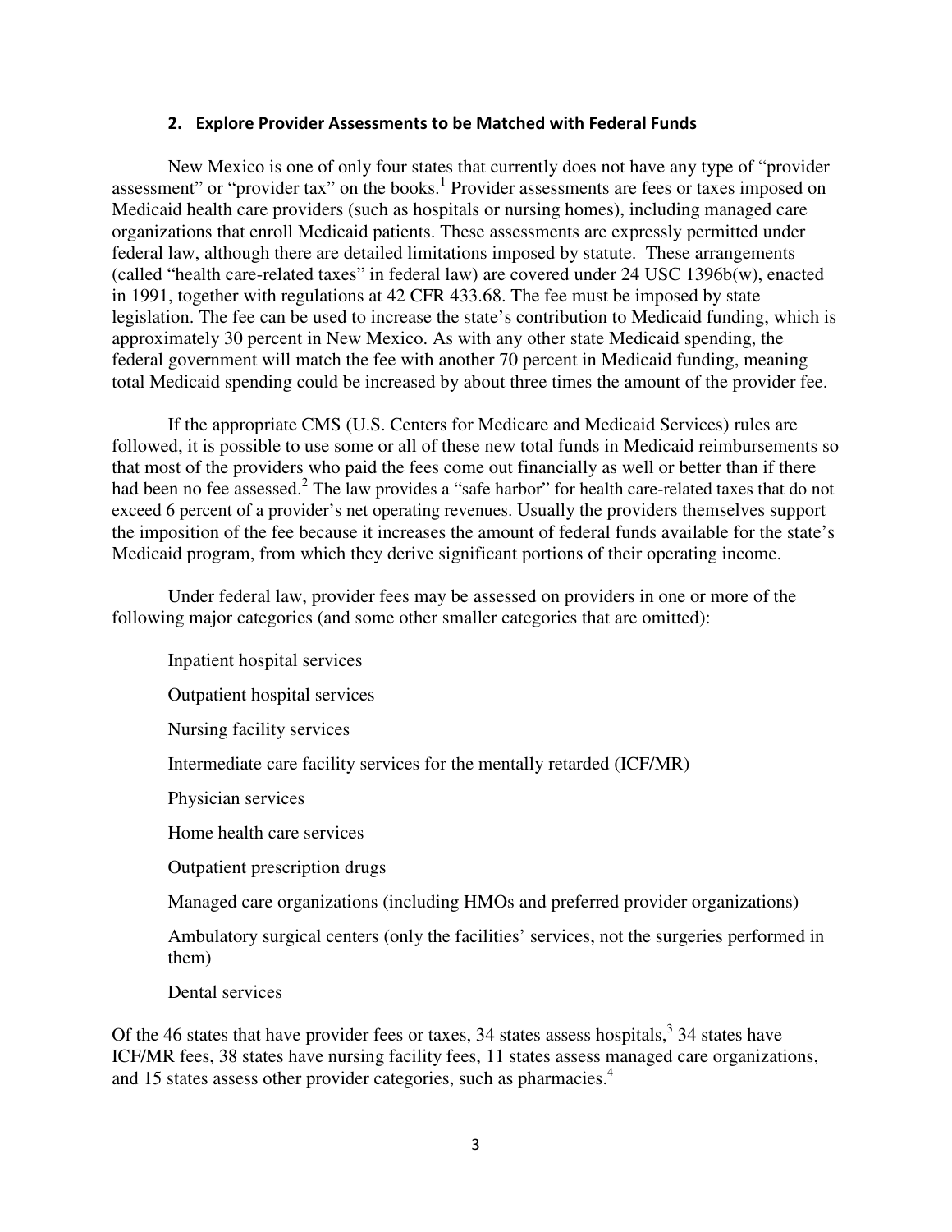## 2. Explore Provider Assessments to be Matched with Federal Funds

New Mexico is one of only four states that currently does not have any type of "provider assessment" or "provider tax" on the books.[1] Provider assessments are fees or taxes imposed on Medicaid health care providers (such as hospitals or nursing homes), including managed care organizations that enroll Medicaid patients. These assessments are expressly permitted under federal law, although there are detailed limitations imposed by statute. These arrangements (called "health care-related taxes" in federal law) are covered under 24 USC 1396b(w), enacted in 1991, together with regulations at 42 CFR 433.68. The fee must be imposed by state legislation. The fee can be used to increase the state's contribution to Medicaid funding, which is approximately 30 percent in New Mexico. As with any other state Medicaid spending, the federal government will match the fee with another 70 percent in Medicaid funding, meaning total Medicaid spending could be increased by about three times the amount of the provider fee.

If the appropriate CMS (U.S. Centers for Medicare and Medicaid Services) rules are followed, it is possible to use some or all of these new total funds in Medicaid reimbursements so that most of the providers who paid the fees come out financially as well or better than if there had been no fee assessed.[2] The law provides a "safe harbor" for health care-related taxes that do not exceed 6 percent of a provider's net operating revenues. Usually the providers themselves support the imposition of the fee because it increases the amount of federal funds available for the state's Medicaid program, from which they derive significant portions of their operating income.

Under federal law, provider fees may be assessed on providers in one or more of the following major categories (and some other smaller categories that are omitted):

- Inpatient hospital services
- Outpatient hospital services
- Nursing facility services
- Intermediate care facility services for the mentally retarded (ICF/MR)
- Physician services
- Home health care services
- Outpatient prescription drugs
- Managed care organizations (including HMOs and preferred provider organizations)
- Ambulatory surgical centers (only the facilities' services, not the surgeries performed in them)
- Dental services

Of the 46 states that have provider fees or taxes, 34 states assess hospitals,[3] 34 states have ICF/MR fees, 38 states have nursing facility fees, 11 states assess managed care organizations, and 15 states assess other provider categories, such as pharmacies.[4]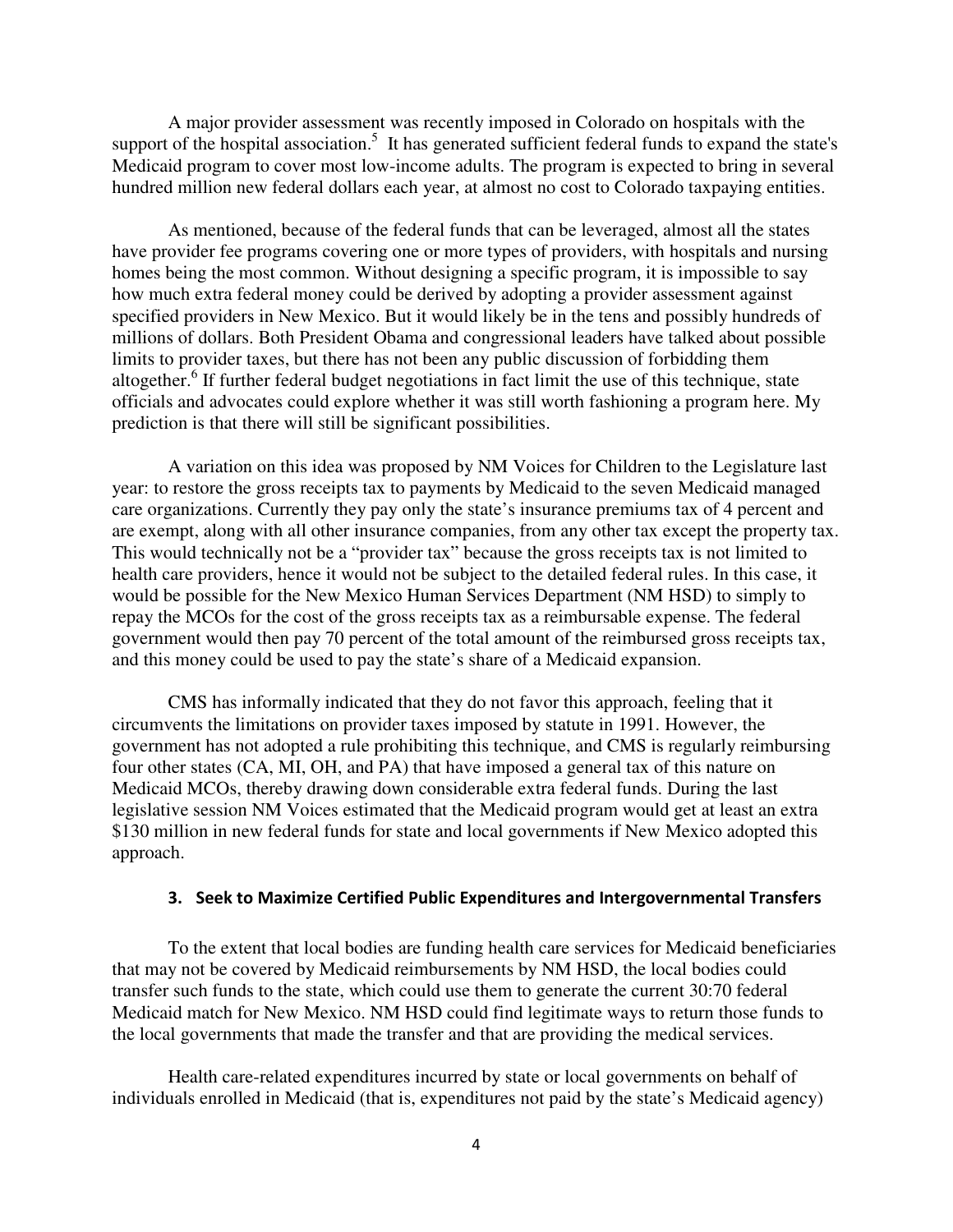A major provider assessment was recently imposed in Colorado on hospitals with the support of the hospital association.[5] It has generated sufficient federal funds to expand the state's Medicaid program to cover most low-income adults. The program is expected to bring in several hundred million new federal dollars each year, at almost no cost to Colorado taxpaying entities.

As mentioned, because of the federal funds that can be leveraged, almost all the states have provider fee programs covering one or more types of providers, with hospitals and nursing homes being the most common. Without designing a specific program, it is impossible to say how much extra federal money could be derived by adopting a provider assessment against specified providers in New Mexico. But it would likely be in the tens and possibly hundreds of millions of dollars. Both President Obama and congressional leaders have talked about possible limits to provider taxes, but there has not been any public discussion of forbidding them altogether.[6] If further federal budget negotiations in fact limit the use of this technique, state officials and advocates could explore whether it was still worth fashioning a program here. My prediction is that there will still be significant possibilities.

A variation on this idea was proposed by NM Voices for Children to the Legislature last year: to restore the gross receipts tax to payments by Medicaid to the seven Medicaid managed care organizations. Currently they pay only the state's insurance premiums tax of 4 percent and are exempt, along with all other insurance companies, from any other tax except the property tax. This would technically not be a "provider tax" because the gross receipts tax is not limited to health care providers, hence it would not be subject to the detailed federal rules. In this case, it would be possible for the New Mexico Human Services Department (NM HSD) to simply to repay the MCOs for the cost of the gross receipts tax as a reimbursable expense. The federal government would then pay 70 percent of the total amount of the reimbursed gross receipts tax, and this money could be used to pay the state's share of a Medicaid expansion.

CMS has informally indicated that they do not favor this approach, feeling that it circumvents the limitations on provider taxes imposed by statute in 1991. However, the government has not adopted a rule prohibiting this technique, and CMS is regularly reimbursing four other states (CA, MI, OH, and PA) that have imposed a general tax of this nature on Medicaid MCOs, thereby drawing down considerable extra federal funds. During the last legislative session NM Voices estimated that the Medicaid program would get at least an extra $130 million in new federal funds for state and local governments if New Mexico adopted this approach.

### 3. Seek to Maximize Certified Public Expenditures and Intergovernmental Transfers

To the extent that local bodies are funding health care services for Medicaid beneficiaries that may not be covered by Medicaid reimbursements by NM HSD, the local bodies could transfer such funds to the state, which could use them to generate the current 30:70 federal Medicaid match for New Mexico. NM HSD could find legitimate ways to return those funds to the local governments that made the transfer and that are providing the medical services.

Health care-related expenditures incurred by state or local governments on behalf of individuals enrolled in Medicaid (that is, expenditures not paid by the state's Medicaid agency)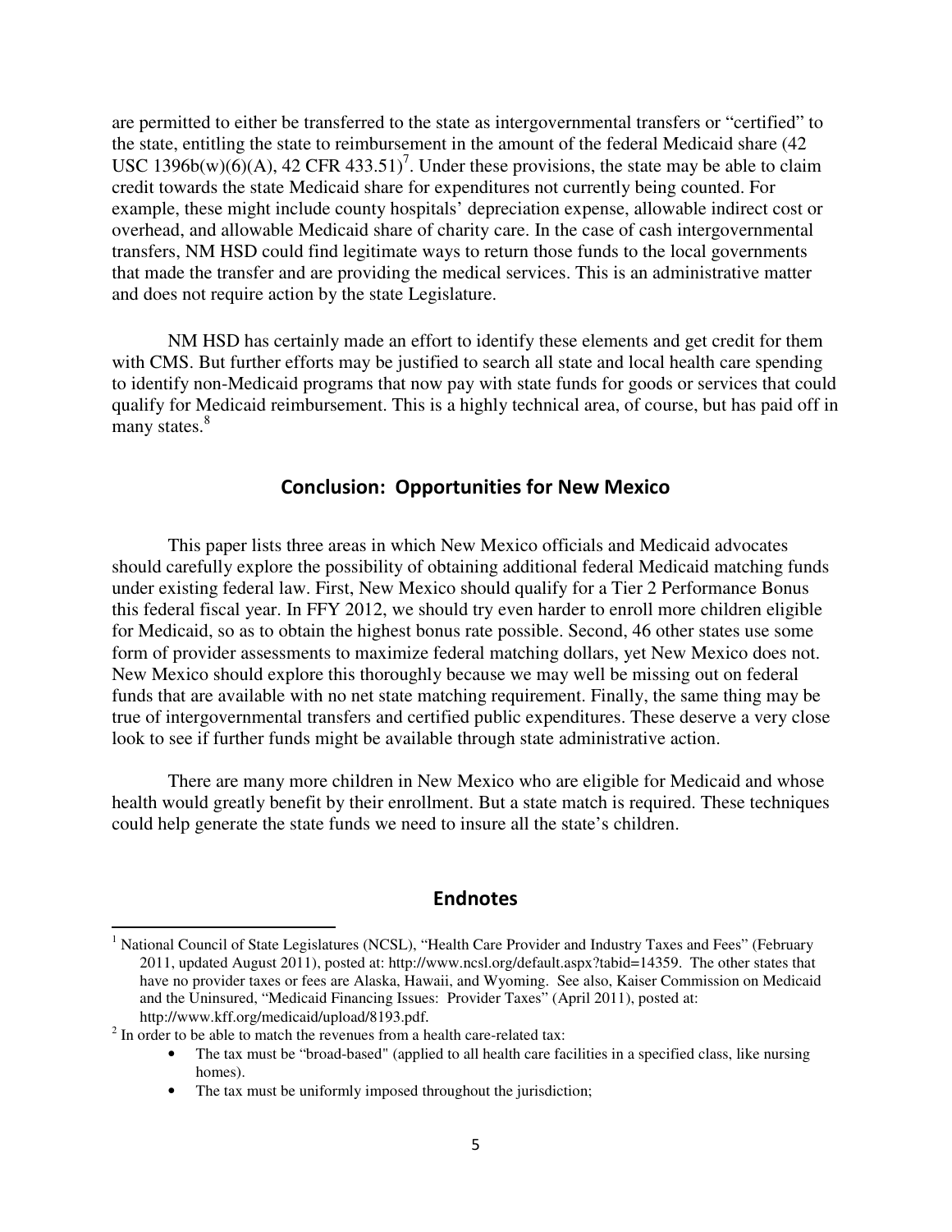are permitted to either be transferred to the state as intergovernmental transfers or "certified" to the state, entitling the state to reimbursement in the amount of the federal Medicaid share (42 USC 1396b(w)(6)(A), 42 CFR 433.51)[7]. Under these provisions, the state may be able to claim credit towards the state Medicaid share for expenditures not currently being counted. For example, these might include county hospitals' depreciation expense, allowable indirect cost or overhead, and allowable Medicaid share of charity care. In the case of cash intergovernmental transfers, NM HSD could find legitimate ways to return those funds to the local governments that made the transfer and are providing the medical services. This is an administrative matter and does not require action by the state Legislature.

NM HSD has certainly made an effort to identify these elements and get credit for them with CMS. But further efforts may be justified to search all state and local health care spending to identify non-Medicaid programs that now pay with state funds for goods or services that could qualify for Medicaid reimbursement. This is a highly technical area, of course, but has paid off in many states.[8]

## Conclusion: Opportunities for New Mexico

This paper lists three areas in which New Mexico officials and Medicaid advocates should carefully explore the possibility of obtaining additional federal Medicaid matching funds under existing federal law. First, New Mexico should qualify for a Tier 2 Performance Bonus this federal fiscal year. In FFY 2012, we should try even harder to enroll more children eligible for Medicaid, so as to obtain the highest bonus rate possible. Second, 46 other states use some form of provider assessments to maximize federal matching dollars, yet New Mexico does not. New Mexico should explore this thoroughly because we may well be missing out on federal funds that are available with no net state matching requirement. Finally, the same thing may be true of intergovernmental transfers and certified public expenditures. These deserve a very close look to see if further funds might be available through state administrative action.

There are many more children in New Mexico who are eligible for Medicaid and whose health would greatly benefit by their enrollment. But a state match is required. These techniques could help generate the state funds we need to insure all the state's children.

## Endnotes

[1] National Council of State Legislatures (NCSL), "Health Care Provider and Industry Taxes and Fees" (February 2011, updated August 2011), posted at: http://www.ncsl.org/default.aspx?tabid=14359. The other states that have no provider taxes or fees are Alaska, Hawaii, and Wyoming. See also, Kaiser Commission on Medicaid and the Uninsured, "Medicaid Financing Issues: Provider Taxes" (April 2011), posted at: http://www.kff.org/medicaid/upload/8193.pdf.

[2] In order to be able to match the revenues from a health care-related tax:

- The tax must be "broad-based" (applied to all health care facilities in a specified class, like nursing homes).
- The tax must be uniformly imposed throughout the jurisdiction;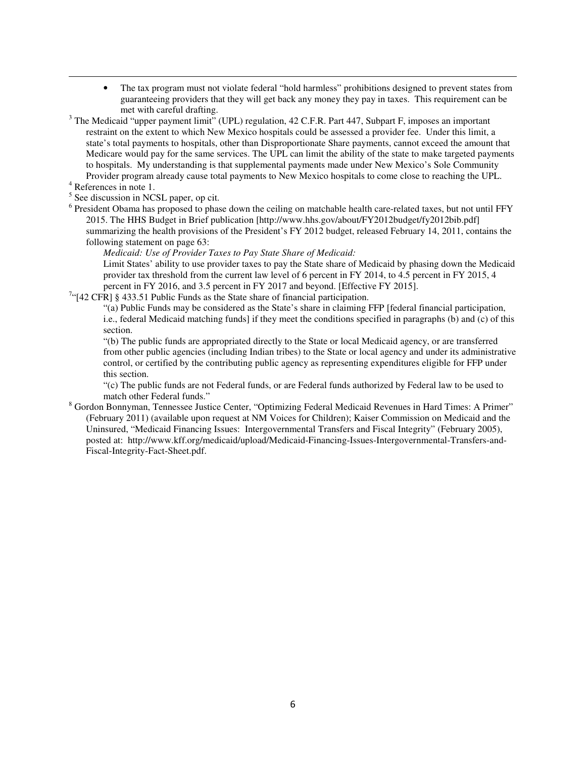- The tax program must not violate federal "hold harmless" prohibitions designed to prevent states from guaranteeing providers that they will get back any money they pay in taxes. This requirement can be met with careful drafting.

[3] The Medicaid "upper payment limit" (UPL) regulation, 42 C.F.R. Part 447, Subpart F, imposes an important restraint on the extent to which New Mexico hospitals could be assessed a provider fee. Under this limit, a state's total payments to hospitals, other than Disproportionate Share payments, cannot exceed the amount that Medicare would pay for the same services. The UPL can limit the ability of the state to make targeted payments to hospitals. My understanding is that supplemental payments made under New Mexico's Sole Community Provider program already cause total payments to New Mexico hospitals to come close to reaching the UPL.

[4] References in note 1.

[5] See discussion in NCSL paper, op cit.

[6] President Obama has proposed to phase down the ceiling on matchable health care-related taxes, but not until FFY 2015. The HHS Budget in Brief publication [http://www.hhs.gov/about/FY2012budget/fy2012bib.pdf] summarizing the health provisions of the President's FY 2012 budget, released February 14, 2011, contains the following statement on page 63:

> *Medicaid: Use of Provider Taxes to Pay State Share of Medicaid:*
>
> Limit States' ability to use provider taxes to pay the State share of Medicaid by phasing down the Medicaid provider tax threshold from the current law level of 6 percent in FY 2014, to 4.5 percent in FY 2015, 4 percent in FY 2016, and 3.5 percent in FY 2017 and beyond. [Effective FY 2015].

[7] "[42 CFR] § 433.51 Public Funds as the State share of financial participation.

> "(a) Public Funds may be considered as the State's share in claiming FFP [federal financial participation, i.e., federal Medicaid matching funds] if they meet the conditions specified in paragraphs (b) and (c) of this section.
>
> "(b) The public funds are appropriated directly to the State or local Medicaid agency, or are transferred from other public agencies (including Indian tribes) to the State or local agency and under its administrative control, or certified by the contributing public agency as representing expenditures eligible for FFP under this section.
>
> "(c) The public funds are not Federal funds, or are Federal funds authorized by Federal law to be used to match other Federal funds."

[8] Gordon Bonnyman, Tennessee Justice Center, "Optimizing Federal Medicaid Revenues in Hard Times: A Primer" (February 2011) (available upon request at NM Voices for Children); Kaiser Commission on Medicaid and the Uninsured, "Medicaid Financing Issues: Intergovernmental Transfers and Fiscal Integrity" (February 2005), posted at: http://www.kff.org/medicaid/upload/Medicaid-Financing-Issues-Intergovernmental-Transfers-and-Fiscal-Integrity-Fact-Sheet.pdf.